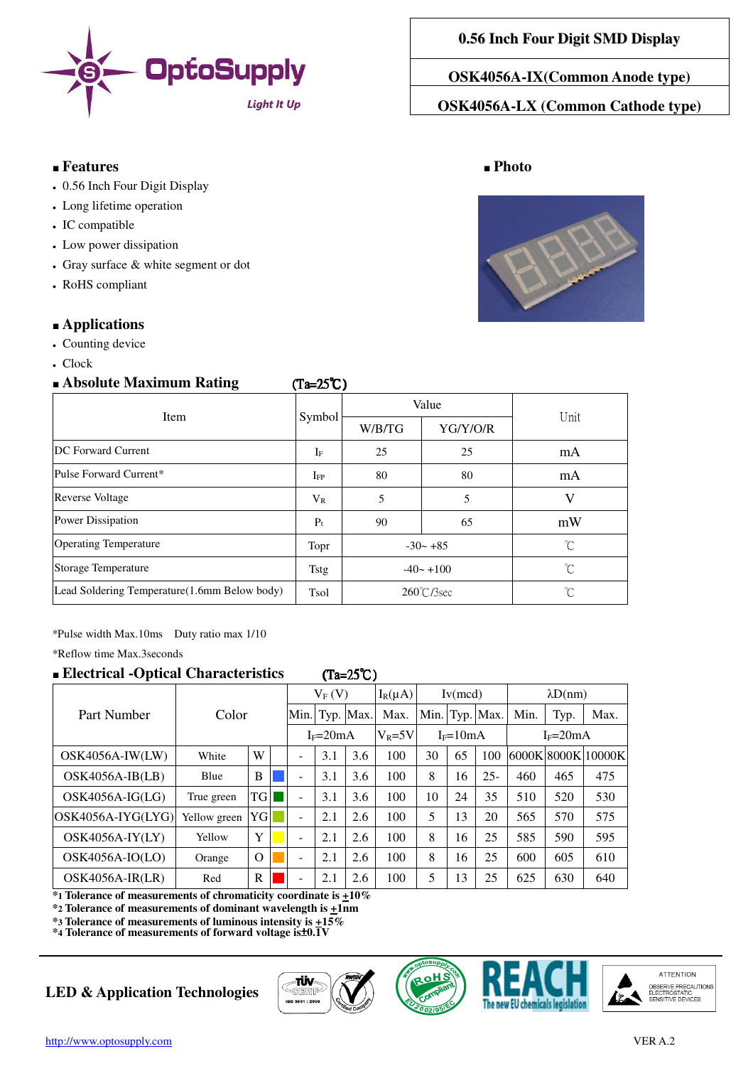# 0.56 Inch Four Digit SMD Display

## OSK4056A-IX(Common Anode type)

## OSK4056A-LX (Common Cathode type)

## Features

- 0.56 Inch Four Digit Display
- Long lifetime operation
- IC compatible
- Low power dissipation
- Gray surface & white segment or dot
- RoHS compliant

## Photo

## Applications

- Counting device
- Clock

## Absolute Maximum Rating (Ta=25℃)

| Item | Symbol | Value | | Unit |
|---|---|---|---|---|
| | | W/B/TG | YG/Y/O/R | |
| DC Forward Current | $I_F$ | 25 | 25 | mA |
| Pulse Forward Current* | $I_{FP}$ | 80 | 80 | mA |
| Reverse Voltage | $V_R$ | 5 | 5 | V |
| Power Dissipation | $P_t$ | 90 | 65 | mW |
| Operating Temperature | Topr | -30~ +85 | | ℃ |
| Storage Temperature | Tstg | -40~ +100 | | ℃ |
| Lead Soldering Temperature(1.6mm Below body) | Tsol | 260℃/3sec | | ℃ |

*Pulse width Max.10ms Duty ratio max 1/10

*Reflow time Max.3seconds

## Electrical -Optical Characteristics (Ta=25℃)

| Part Number | Color | | $V_F$ (V) | | | $I_R$(μA) | Iv(mcd) | | | λD(nm) | | |
|---|---|---|---|---|---|---|---|---|---|---|---|---|
| | | | Min. | Typ. | Max. | Max. | Min. | Typ. | Max. | Min. | Typ. | Max. |
| | | | $I_F$=20mA | | | $V_R$=5V | $I_F$=10mA | | | $I_F$=20mA | | |
| OSK4056A-IW(LW) | White | W | - | 3.1 | 3.6 | 100 | 30 | 65 | 100 | 6000K | 8000K | 10000K |
| OSK4056A-IB(LB) | Blue | B | - | 3.1 | 3.6 | 100 | 8 | 16 | 25- | 460 | 465 | 475 |
| OSK4056A-IG(LG) | True green | TG | - | 3.1 | 3.6 | 100 | 10 | 24 | 35 | 510 | 520 | 530 |
| OSK4056A-IYG(LYG) | Yellow green | YG | - | 2.1 | 2.6 | 100 | 5 | 13 | 20 | 565 | 570 | 575 |
| OSK4056A-IY(LY) | Yellow | Y | - | 2.1 | 2.6 | 100 | 8 | 16 | 25 | 585 | 590 | 595 |
| OSK4056A-IO(LO) | Orange | O | - | 2.1 | 2.6 | 100 | 8 | 16 | 25 | 600 | 605 | 610 |
| OSK4056A-IR(LR) | Red | R | - | 2.1 | 2.6 | 100 | 5 | 13 | 25 | 625 | 630 | 640 |

**\*1 Tolerance of measurements of chromaticity coordinate is ±10%**
**\*2 Tolerance of measurements of dominant wavelength is ±1nm**
**\*3 Tolerance of measurements of luminous intensity is ±15%**
**\*4 Tolerance of measurements of forward voltage is±0.1V**

LED & Application Technologies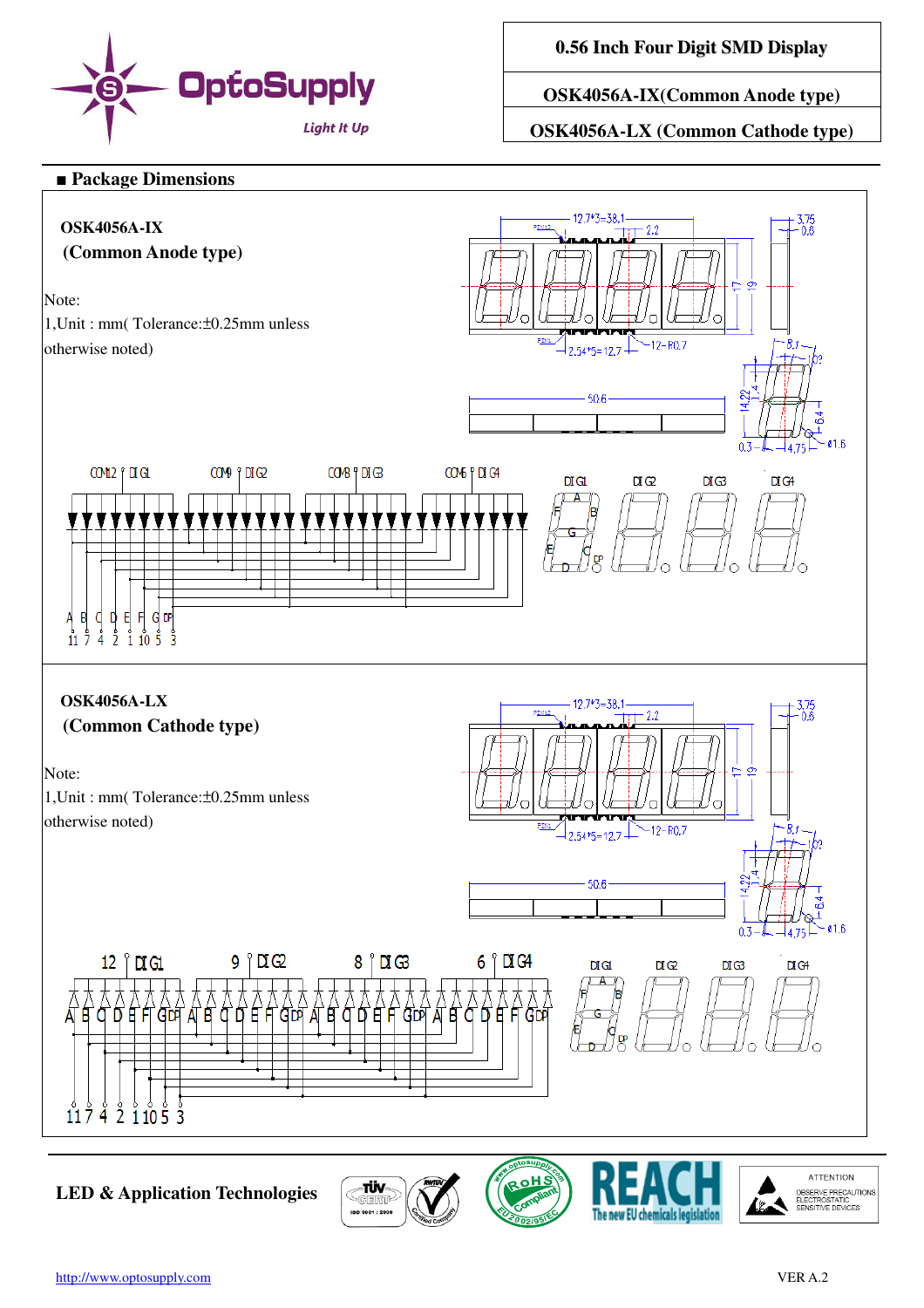**0.56 Inch Four Digit SMD Display**

**OSK4056A-IX(Common Anode type)**

**OSK4056A-LX (Common Cathode type)**

## ■ Package Dimensions

**OSK4056A-IX**
**(Common Anode type)**

Note:
1,Unit : mm( Tolerance:±0.25mm unless otherwise noted)

**OSK4056A-LX**
**(Common Cathode type)**

Note:
1,Unit : mm( Tolerance:±0.25mm unless otherwise noted)

**LED & Application Technologies**

http://www.optosupply.com

VER A.2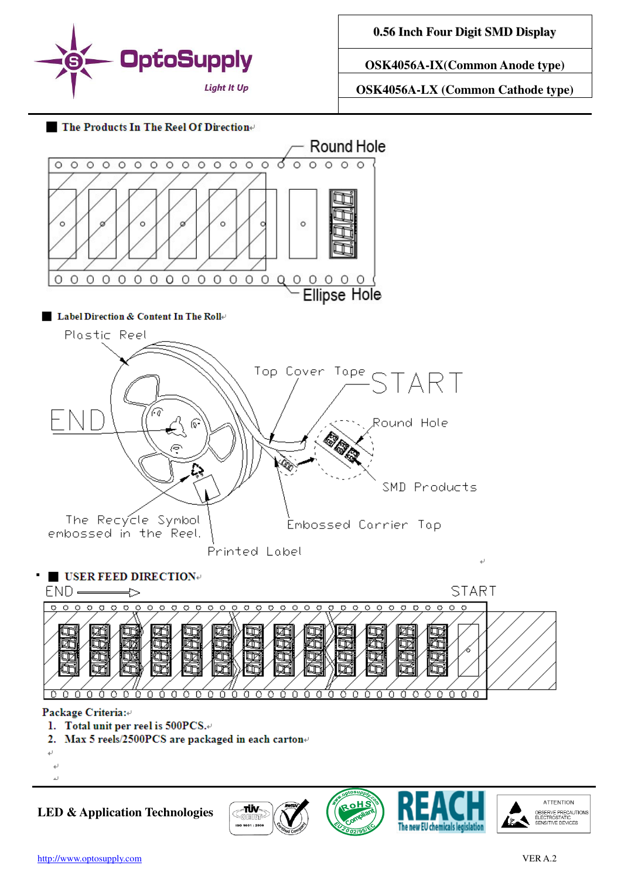# 0.56 Inch Four Digit SMD Display

**OSK4056A-IX(Common Anode type)**

**OSK4056A-LX (Common Cathode type)**

## The Products In The Reel Of Direction

Round Hole

Ellipse Hole

## Label Direction & Content In The Roll

Plastic Reel

END

Top Cover Tape

START

Round Hole

SMD Products

The Recycle Symbol embossed in the Reel.

Embossed Carrier Tap

Printed Label

## USER FEED DIRECTION

END → START

**Package Criteria:**

1. **Total unit per reel is 500PCS.**
2. **Max 5 reels/2500PCS are packaged in each carton**

**LED & Application Technologies**

http://www.optosupply.com

VER A.2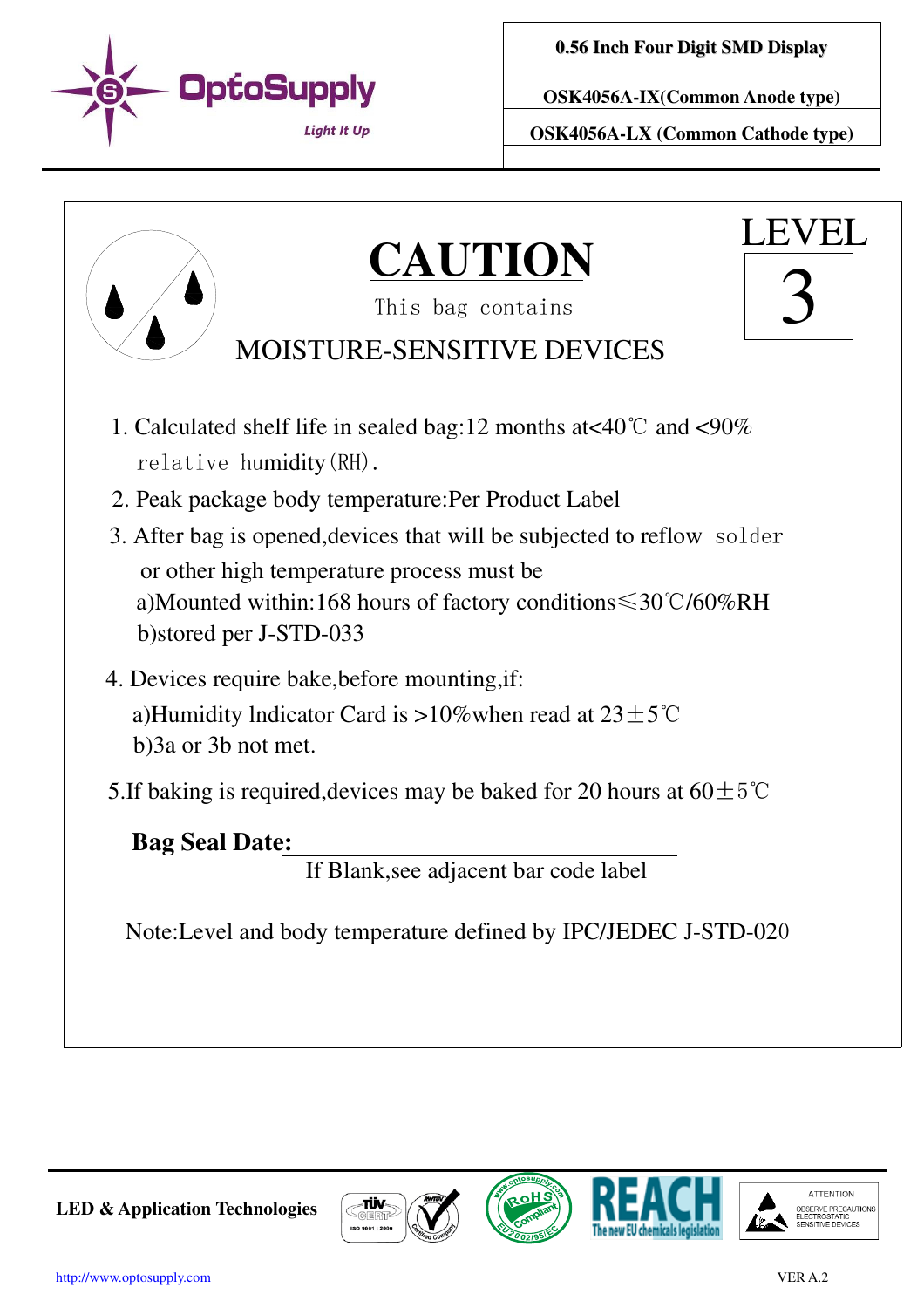# CAUTION

This bag contains

MOISTURE-SENSITIVE DEVICES

LEVEL

3

1. Calculated shelf life in sealed bag:12 months at<40℃ and <90% relative humidity(RH).
2. Peak package body temperature:Per Product Label
3. After bag is opened,devices that will be subjected to reflow solder or other high temperature process must be
   a)Mounted within:168 hours of factory conditions≤30℃/60%RH
   b)stored per J-STD-033
4. Devices require bake,before mounting,if:
   a)Humidity Indicator Card is >10%when read at 23±5℃
   b)3a or 3b not met.
5. If baking is required,devices may be baked for 20 hours at 60±5℃

**Bag Seal Date:** ______________________

If Blank,see adjacent bar code label

Note:Level and body temperature defined by IPC/JEDEC J-STD-020